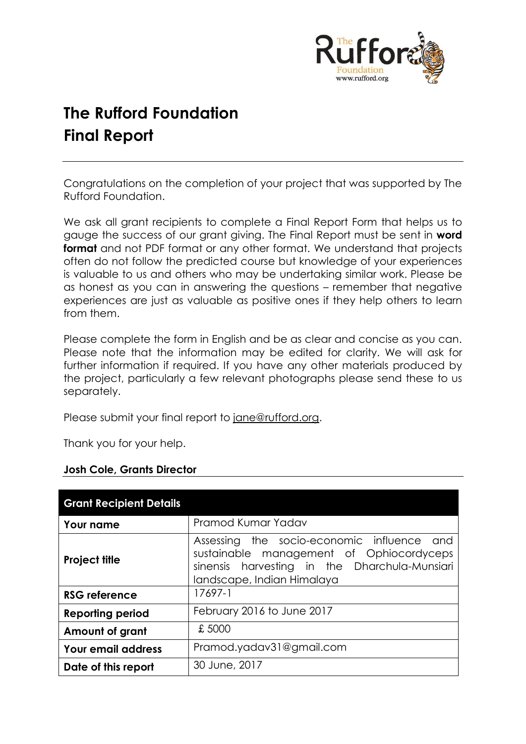# The Rufford Foundation
# Final Report

---

Congratulations on the completion of your project that was supported by The Rufford Foundation.

We ask all grant recipients to complete a Final Report Form that helps us to gauge the success of our grant giving. The Final Report must be sent in **word format** and not PDF format or any other format. We understand that projects often do not follow the predicted course but knowledge of your experiences is valuable to us and others who may be undertaking similar work. Please be as honest as you can in answering the questions – remember that negative experiences are just as valuable as positive ones if they help others to learn from them.

Please complete the form in English and be as clear and concise as you can. Please note that the information may be edited for clarity. We will ask for further information if required. If you have any other materials produced by the project, particularly a few relevant photographs please send these to us separately.

Please submit your final report to jane@rufford.org.

Thank you for your help.

**Josh Cole, Grants Director**

| Grant Recipient Details | |
|---|---|
| **Your name** | Pramod Kumar Yadav |
| **Project title** | Assessing the socio-economic influence and sustainable management of Ophiocordyceps sinensis harvesting in the Dharchula-Munsiari landscape, Indian Himalaya |
| **RSG reference** | 17697-1 |
| **Reporting period** | February 2016 to June 2017 |
| **Amount of grant** | £ 5000 |
| **Your email address** | Pramod.yadav31@gmail.com |
| **Date of this report** | 30 June, 2017 |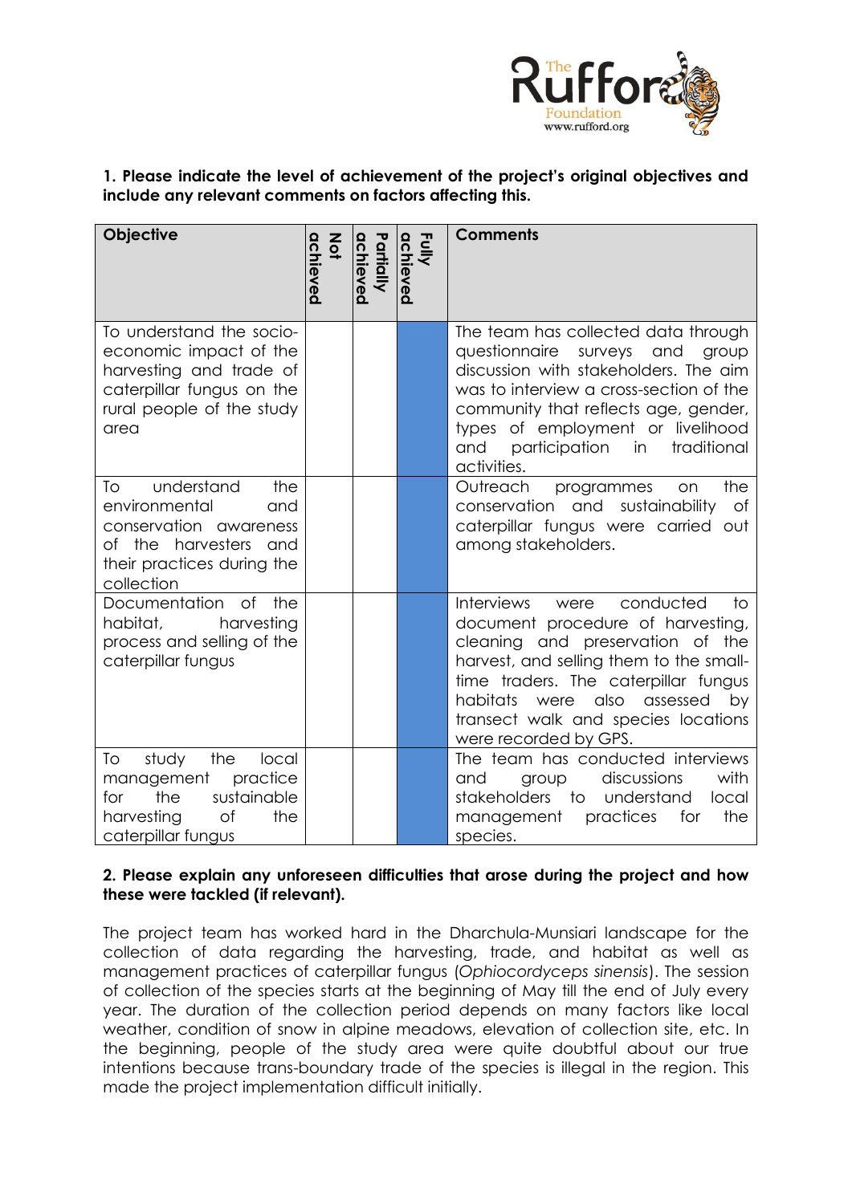**1. Please indicate the level of achievement of the project's original objectives and include any relevant comments on factors affecting this.**

| Objective | Not achieved | Partially achieved | Fully achieved | Comments |
|---|---|---|---|---|
| To understand the socio-economic impact of the harvesting and trade of caterpillar fungus on the rural people of the study area | | | X | The team has collected data through questionnaire surveys and group discussion with stakeholders. The aim was to interview a cross-section of the community that reflects age, gender, types of employment or livelihood and participation in traditional activities. |
| To understand the environmental and conservation awareness of the harvesters and their practices during the collection | | | X | Outreach programmes on the conservation and sustainability of caterpillar fungus were carried out among stakeholders. |
| Documentation of the habitat, harvesting process and selling of the caterpillar fungus | | | X | Interviews were conducted to document procedure of harvesting, cleaning and preservation of the harvest, and selling them to the small-time traders. The caterpillar fungus habitats were also assessed by transect walk and species locations were recorded by GPS. |
| To study the local management practice for the sustainable harvesting of the caterpillar fungus | | | X | The team has conducted interviews and group discussions with stakeholders to understand local management practices for the species. |

**2. Please explain any unforeseen difficulties that arose during the project and how these were tackled (if relevant).**

The project team has worked hard in the Dharchula-Munsiari landscape for the collection of data regarding the harvesting, trade, and habitat as well as management practices of caterpillar fungus (*Ophiocordyceps sinensis*). The session of collection of the species starts at the beginning of May till the end of July every year. The duration of the collection period depends on many factors like local weather, condition of snow in alpine meadows, elevation of collection site, etc. In the beginning, people of the study area were quite doubtful about our true intentions because trans-boundary trade of the species is illegal in the region. This made the project implementation difficult initially.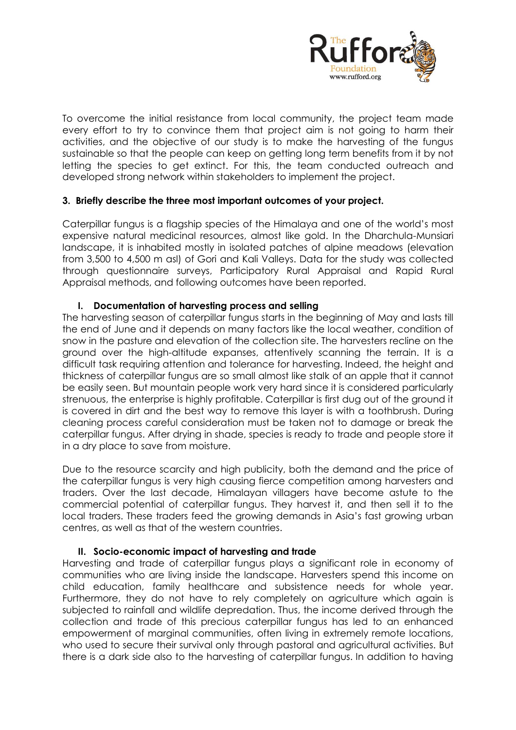To overcome the initial resistance from local community, the project team made every effort to try to convince them that project aim is not going to harm their activities, and the objective of our study is to make the harvesting of the fungus sustainable so that the people can keep on getting long term benefits from it by not letting the species to get extinct. For this, the team conducted outreach and developed strong network within stakeholders to implement the project.

**3. Briefly describe the three most important outcomes of your project.**

Caterpillar fungus is a flagship species of the Himalaya and one of the world's most expensive natural medicinal resources, almost like gold. In the Dharchula-Munsiari landscape, it is inhabited mostly in isolated patches of alpine meadows (elevation from 3,500 to 4,500 m asl) of Gori and Kali Valleys. Data for the study was collected through questionnaire surveys, Participatory Rural Appraisal and Rapid Rural Appraisal methods, and following outcomes have been reported.

**I. Documentation of harvesting process and selling**

The harvesting season of caterpillar fungus starts in the beginning of May and lasts till the end of June and it depends on many factors like the local weather, condition of snow in the pasture and elevation of the collection site. The harvesters recline on the ground over the high-altitude expanses, attentively scanning the terrain. It is a difficult task requiring attention and tolerance for harvesting. Indeed, the height and thickness of caterpillar fungus are so small almost like stalk of an apple that it cannot be easily seen. But mountain people work very hard since it is considered particularly strenuous, the enterprise is highly profitable. Caterpillar is first dug out of the ground it is covered in dirt and the best way to remove this layer is with a toothbrush. During cleaning process careful consideration must be taken not to damage or break the caterpillar fungus. After drying in shade, species is ready to trade and people store it in a dry place to save from moisture.

Due to the resource scarcity and high publicity, both the demand and the price of the caterpillar fungus is very high causing fierce competition among harvesters and traders. Over the last decade, Himalayan villagers have become astute to the commercial potential of caterpillar fungus. They harvest it, and then sell it to the local traders. These traders feed the growing demands in Asia's fast growing urban centres, as well as that of the western countries.

**II. Socio-economic impact of harvesting and trade**

Harvesting and trade of caterpillar fungus plays a significant role in economy of communities who are living inside the landscape. Harvesters spend this income on child education, family healthcare and subsistence needs for whole year. Furthermore, they do not have to rely completely on agriculture which again is subjected to rainfall and wildlife depredation. Thus, the income derived through the collection and trade of this precious caterpillar fungus has led to an enhanced empowerment of marginal communities, often living in extremely remote locations, who used to secure their survival only through pastoral and agricultural activities. But there is a dark side also to the harvesting of caterpillar fungus. In addition to having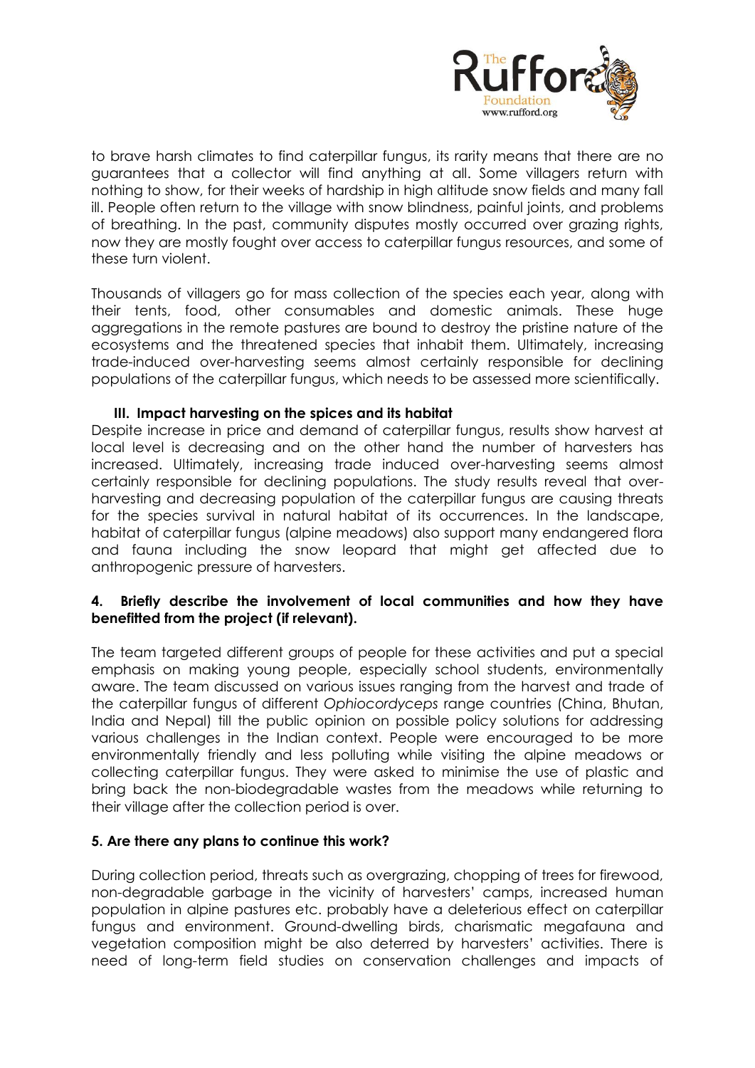to brave harsh climates to find caterpillar fungus, its rarity means that there are no guarantees that a collector will find anything at all. Some villagers return with nothing to show, for their weeks of hardship in high altitude snow fields and many fall ill. People often return to the village with snow blindness, painful joints, and problems of breathing. In the past, community disputes mostly occurred over grazing rights, now they are mostly fought over access to caterpillar fungus resources, and some of these turn violent.

Thousands of villagers go for mass collection of the species each year, along with their tents, food, other consumables and domestic animals. These huge aggregations in the remote pastures are bound to destroy the pristine nature of the ecosystems and the threatened species that inhabit them. Ultimately, increasing trade-induced over-harvesting seems almost certainly responsible for declining populations of the caterpillar fungus, which needs to be assessed more scientifically.

**III. Impact harvesting on the spices and its habitat**

Despite increase in price and demand of caterpillar fungus, results show harvest at local level is decreasing and on the other hand the number of harvesters has increased. Ultimately, increasing trade induced over-harvesting seems almost certainly responsible for declining populations. The study results reveal that over-harvesting and decreasing population of the caterpillar fungus are causing threats for the species survival in natural habitat of its occurrences. In the landscape, habitat of caterpillar fungus (alpine meadows) also support many endangered flora and fauna including the snow leopard that might get affected due to anthropogenic pressure of harvesters.

**4. Briefly describe the involvement of local communities and how they have benefitted from the project (if relevant).**

The team targeted different groups of people for these activities and put a special emphasis on making young people, especially school students, environmentally aware. The team discussed on various issues ranging from the harvest and trade of the caterpillar fungus of different *Ophiocordyceps* range countries (China, Bhutan, India and Nepal) till the public opinion on possible policy solutions for addressing various challenges in the Indian context. People were encouraged to be more environmentally friendly and less polluting while visiting the alpine meadows or collecting caterpillar fungus. They were asked to minimise the use of plastic and bring back the non-biodegradable wastes from the meadows while returning to their village after the collection period is over.

**5. Are there any plans to continue this work?**

During collection period, threats such as overgrazing, chopping of trees for firewood, non-degradable garbage in the vicinity of harvesters' camps, increased human population in alpine pastures etc. probably have a deleterious effect on caterpillar fungus and environment. Ground-dwelling birds, charismatic megafauna and vegetation composition might be also deterred by harvesters' activities. There is need of long-term field studies on conservation challenges and impacts of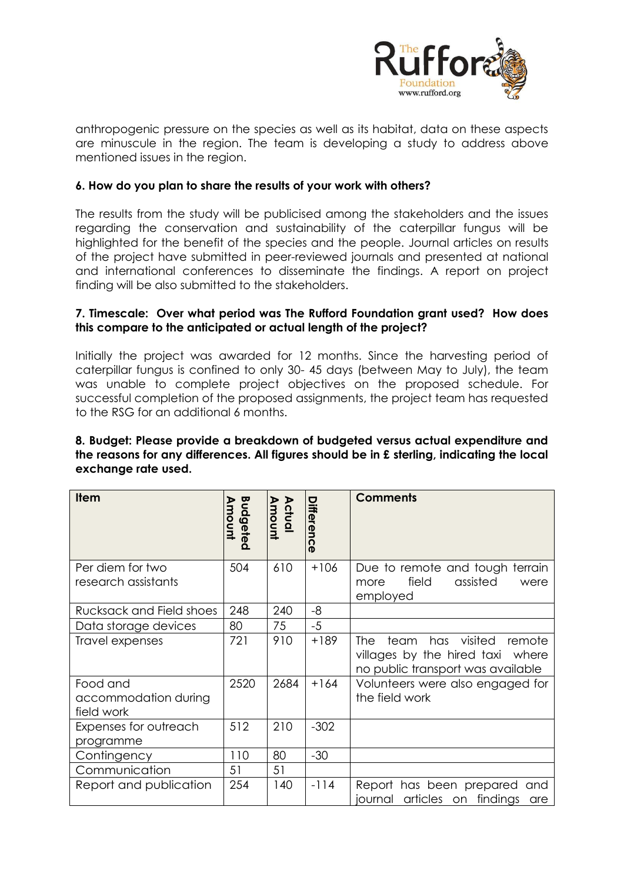anthropogenic pressure on the species as well as its habitat, data on these aspects are minuscule in the region. The team is developing a study to address above mentioned issues in the region.

**6. How do you plan to share the results of your work with others?**

The results from the study will be publicised among the stakeholders and the issues regarding the conservation and sustainability of the caterpillar fungus will be highlighted for the benefit of the species and the people. Journal articles on results of the project have submitted in peer-reviewed journals and presented at national and international conferences to disseminate the findings. A report on project finding will be also submitted to the stakeholders.

**7. Timescale: Over what period was The Rufford Foundation grant used? How does this compare to the anticipated or actual length of the project?**

Initially the project was awarded for 12 months. Since the harvesting period of caterpillar fungus is confined to only 30- 45 days (between May to July), the team was unable to complete project objectives on the proposed schedule. For successful completion of the proposed assignments, the project team has requested to the RSG for an additional 6 months.

**8. Budget: Please provide a breakdown of budgeted versus actual expenditure and the reasons for any differences. All figures should be in £ sterling, indicating the local exchange rate used.**

| Item | Budgeted Amount | Actual Amount | Difference | Comments |
|---|---|---|---|---|
| Per diem for two research assistants | 504 | 610 | +106 | Due to remote and tough terrain more field assisted were employed |
| Rucksack and Field shoes | 248 | 240 | -8 | |
| Data storage devices | 80 | 75 | -5 | |
| Travel expenses | 721 | 910 | +189 | The team has visited remote villages by the hired taxi where no public transport was available |
| Food and accommodation during field work | 2520 | 2684 | +164 | Volunteers were also engaged for the field work |
| Expenses for outreach programme | 512 | 210 | -302 | |
| Contingency | 110 | 80 | -30 | |
| Communication | 51 | 51 | | |
| Report and publication | 254 | 140 | -114 | Report has been prepared and journal articles on findings are |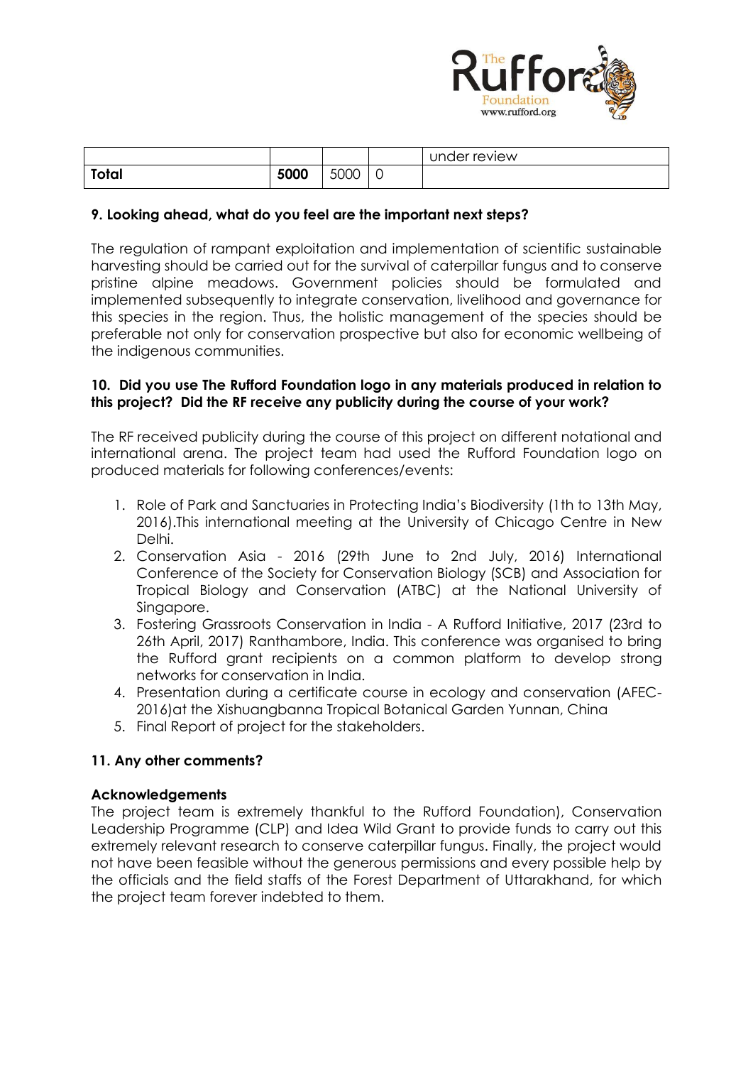| | | | | |
|---|---|---|---|---|
| | | | | under review |
| **Total** | **5000** | 5000 | 0 | |

**9. Looking ahead, what do you feel are the important next steps?**

The regulation of rampant exploitation and implementation of scientific sustainable harvesting should be carried out for the survival of caterpillar fungus and to conserve pristine alpine meadows. Government policies should be formulated and implemented subsequently to integrate conservation, livelihood and governance for this species in the region. Thus, the holistic management of the species should be preferable not only for conservation prospective but also for economic wellbeing of the indigenous communities.

**10. Did you use The Rufford Foundation logo in any materials produced in relation to this project? Did the RF receive any publicity during the course of your work?**

The RF received publicity during the course of this project on different notational and international arena. The project team had used the Rufford Foundation logo on produced materials for following conferences/events:

1. Role of Park and Sanctuaries in Protecting India's Biodiversity (1th to 13th May, 2016).This international meeting at the University of Chicago Centre in New Delhi.
2. Conservation Asia - 2016 (29th June to 2nd July, 2016) International Conference of the Society for Conservation Biology (SCB) and Association for Tropical Biology and Conservation (ATBC) at the National University of Singapore.
3. Fostering Grassroots Conservation in India - A Rufford Initiative, 2017 (23rd to 26th April, 2017) Ranthambore, India. This conference was organised to bring the Rufford grant recipients on a common platform to develop strong networks for conservation in India.
4. Presentation during a certificate course in ecology and conservation (AFEC-2016)at the Xishuangbanna Tropical Botanical Garden Yunnan, China
5. Final Report of project for the stakeholders.

**11. Any other comments?**

**Acknowledgements**

The project team is extremely thankful to the Rufford Foundation), Conservation Leadership Programme (CLP) and Idea Wild Grant to provide funds to carry out this extremely relevant research to conserve caterpillar fungus. Finally, the project would not have been feasible without the generous permissions and every possible help by the officials and the field staffs of the Forest Department of Uttarakhand, for which the project team forever indebted to them.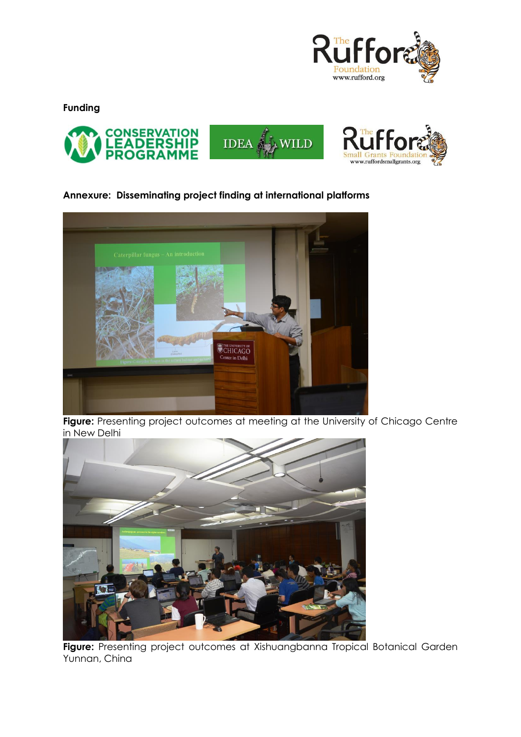**Funding**

**Annexure: Disseminating project finding at international platforms**

**Figure:** Presenting project outcomes at meeting at the University of Chicago Centre in New Delhi

**Figure:** Presenting project outcomes at Xishuangbanna Tropical Botanical Garden Yunnan, China